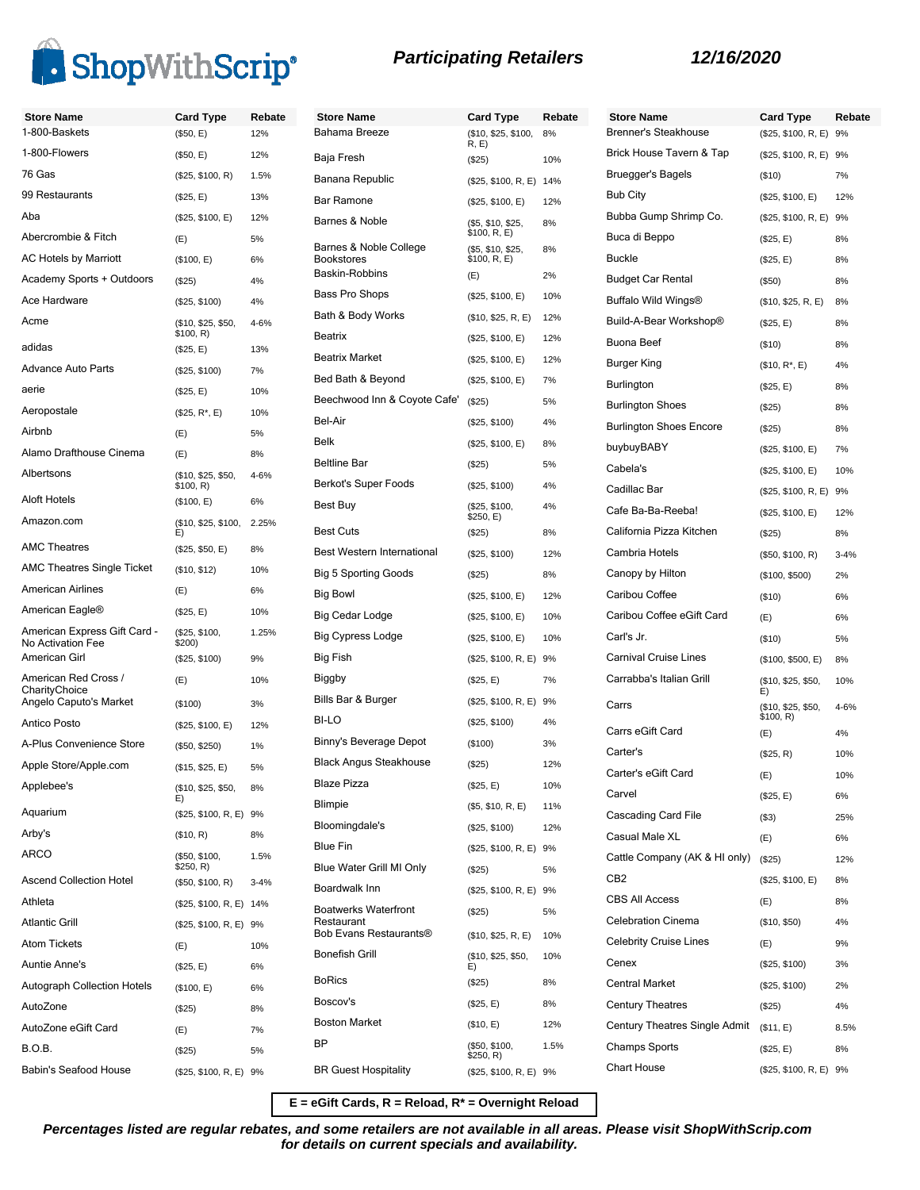# ShopWithScrip® — Participating Retailers — 12/16/2020

| Store Name | Card Type | Rebate |
|---|---|---|
| 1-800-Baskets | ($50, E) | 12% |
| 1-800-Flowers | ($50, E) | 12% |
| 76 Gas | ($25, $100, R) | 1.5% |
| 99 Restaurants | ($25, E) | 13% |
| Aba | ($25, $100, E) | 12% |
| Abercrombie & Fitch | (E) | 5% |
| AC Hotels by Marriott | ($100, E) | 6% |
| Academy Sports + Outdoors | ($25) | 4% |
| Ace Hardware | ($25, $100) | 4% |
| Acme | ($10, $25, $50, $100, R) | 4-6% |
| adidas | ($25, E) | 13% |
| Advance Auto Parts | ($25, $100) | 7% |
| aerie | ($25, E) | 10% |
| Aeropostale | ($25, R*, E) | 10% |
| Airbnb | (E) | 5% |
| Alamo Drafthouse Cinema | (E) | 8% |
| Albertsons | ($10, $25, $50, $100, R) | 4-6% |
| Aloft Hotels | ($100, E) | 6% |
| Amazon.com | ($10, $25, $100, E) | 2.25% |
| AMC Theatres | ($25, $50, E) | 8% |
| AMC Theatres Single Ticket | ($10, $12) | 10% |
| American Airlines | (E) | 6% |
| American Eagle® | ($25, E) | 10% |
| American Express Gift Card - No Activation Fee | ($25, $100, $200) | 1.25% |
| American Girl | ($25, $100) | 9% |
| American Red Cross / CharityChoice | (E) | 10% |
| Angelo Caputo's Market | ($100) | 3% |
| Antico Posto | ($25, $100, E) | 12% |
| A-Plus Convenience Store | ($50, $250) | 1% |
| Apple Store/Apple.com | ($15, $25, E) | 5% |
| Applebee's | ($10, $25, $50, E) | 8% |
| Aquarium | ($25, $100, R, E) | 9% |
| Arby's | ($10, R) | 8% |
| ARCO | ($50, $100, $250, R) | 1.5% |
| Ascend Collection Hotel | ($50, $100, R) | 3-4% |
| Athleta | ($25, $100, R, E) | 14% |
| Atlantic Grill | ($25, $100, R, E) | 9% |
| Atom Tickets | (E) | 10% |
| Auntie Anne's | ($25, E) | 6% |
| Autograph Collection Hotels | ($100, E) | 6% |
| AutoZone | ($25) | 8% |
| AutoZone eGift Card | (E) | 7% |
| B.O.B. | ($25) | 5% |
| Babin's Seafood House | ($25, $100, R, E) | 9% |
| Bahama Breeze | ($10, $25, $100, R, E) | 8% |
| Baja Fresh | ($25) | 10% |
| Banana Republic | ($25, $100, R, E) | 14% |
| Bar Ramone | ($25, $100, E) | 12% |
| Barnes & Noble | ($5, $10, $25, $100, R, E) | 8% |
| Barnes & Noble College Bookstores | ($5, $10, $25, $100, R, E) | 8% |
| Baskin-Robbins | (E) | 2% |
| Bass Pro Shops | ($25, $100, E) | 10% |
| Bath & Body Works | ($10, $25, R, E) | 12% |
| Beatrix | ($25, $100, E) | 12% |
| Beatrix Market | ($25, $100, E) | 12% |
| Bed Bath & Beyond | ($25, $100, E) | 7% |
| Beechwood Inn & Coyote Cafe' | ($25) | 5% |
| Bel-Air | ($25, $100) | 4% |
| Belk | ($25, $100, E) | 8% |
| Beltline Bar | ($25) | 5% |
| Berkot's Super Foods | ($25, $100) | 4% |
| Best Buy | ($25, $100, $250, E) | 4% |
| Best Cuts | ($25) | 8% |
| Best Western International | ($25, $100) | 12% |
| Big 5 Sporting Goods | ($25) | 8% |
| Big Bowl | ($25, $100, E) | 12% |
| Big Cedar Lodge | ($25, $100, E) | 10% |
| Big Cypress Lodge | ($25, $100, E) | 10% |
| Big Fish | ($25, $100, R, E) | 9% |
| Biggby | ($25, E) | 7% |
| Bills Bar & Burger | ($25, $100, R, E) | 9% |
| BI-LO | ($25, $100) | 4% |
| Binny's Beverage Depot | ($100) | 3% |
| Black Angus Steakhouse | ($25) | 12% |
| Blaze Pizza | ($25, E) | 10% |
| Blimpie | ($5, $10, R, E) | 11% |
| Bloomingdale's | ($25, $100) | 12% |
| Blue Fin | ($25, $100, R, E) | 9% |
| Blue Water Grill MI Only | ($25) | 5% |
| Boardwalk Inn | ($25, $100, R, E) | 9% |
| Boatwerks Waterfront Restaurant | ($25) | 5% |
| Bob Evans Restaurants® | ($10, $25, R, E) | 10% |
| Bonefish Grill | ($10, $25, $50, E) | 10% |
| BoRics | ($25) | 8% |
| Boscov's | ($25, E) | 8% |
| Boston Market | ($10, E) | 12% |
| BP | ($50, $100, $250, R) | 1.5% |
| BR Guest Hospitality | ($25, $100, R, E) | 9% |
| Brenner's Steakhouse | ($25, $100, R, E) | 9% |
| Brick House Tavern & Tap | ($25, $100, R, E) | 9% |
| Bruegger's Bagels | ($10) | 7% |
| Bub City | ($25, $100, E) | 12% |
| Bubba Gump Shrimp Co. | ($25, $100, R, E) | 9% |
| Buca di Beppo | ($25, E) | 8% |
| Buckle | ($25, E) | 8% |
| Budget Car Rental | ($50) | 8% |
| Buffalo Wild Wings® | ($10, $25, R, E) | 8% |
| Build-A-Bear Workshop® | ($25, E) | 8% |
| Buona Beef | ($10) | 8% |
| Burger King | ($10, R*, E) | 4% |
| Burlington | ($25, E) | 8% |
| Burlington Shoes | ($25) | 8% |
| Burlington Shoes Encore | ($25) | 8% |
| buybuyBABY | ($25, $100, E) | 7% |
| Cabela's | ($25, $100, E) | 10% |
| Cadillac Bar | ($25, $100, R, E) | 9% |
| Cafe Ba-Ba-Reeba! | ($25, $100, E) | 12% |
| California Pizza Kitchen | ($25) | 8% |
| Cambria Hotels | ($50, $100, R) | 3-4% |
| Canopy by Hilton | ($100, $500) | 2% |
| Caribou Coffee | ($10) | 6% |
| Caribou Coffee eGift Card | (E) | 6% |
| Carl's Jr. | ($10) | 5% |
| Carnival Cruise Lines | ($100, $500, E) | 8% |
| Carrabba's Italian Grill | ($10, $25, $50, E) | 10% |
| Carrs | ($10, $25, $50, $100, R) | 4-6% |
| Carrs eGift Card | (E) | 4% |
| Carter's | ($25, R) | 10% |
| Carter's eGift Card | (E) | 10% |
| Carvel | ($25, E) | 6% |
| Cascading Card File | ($3) | 25% |
| Casual Male XL | (E) | 6% |
| Cattle Company (AK & HI only) | ($25) | 12% |
| CB2 | ($25, $100, E) | 8% |
| CBS All Access | (E) | 8% |
| Celebration Cinema | ($10, $50) | 4% |
| Celebrity Cruise Lines | (E) | 9% |
| Cenex | ($25, $100) | 3% |
| Central Market | ($25, $100) | 2% |
| Century Theatres | ($25) | 4% |
| Century Theatres Single Admit | ($11, E) | 8.5% |
| Champs Sports | ($25, E) | 8% |
| Chart House | ($25, $100, R, E) | 9% |

**E = eGift Cards, R = Reload, R* = Overnight Reload**

***Percentages listed are regular rebates, and some retailers are not available in all areas. Please visit ShopWithScrip.com for details on current specials and availability.***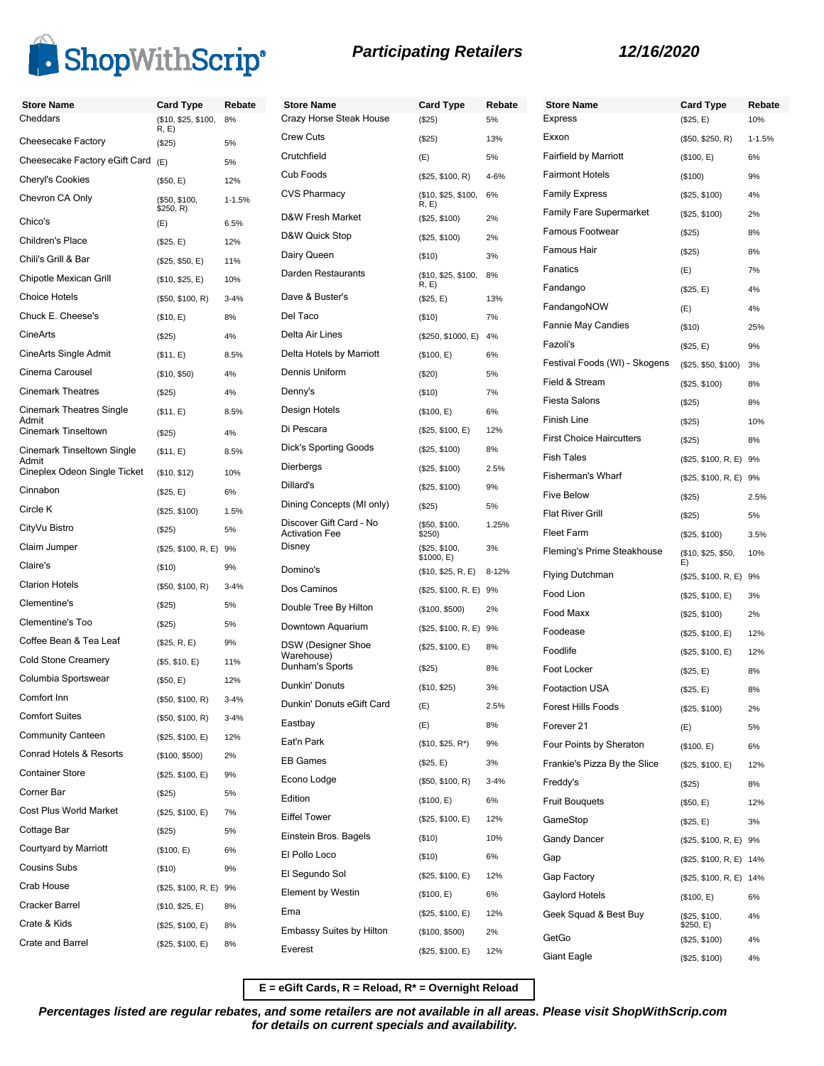# Participating Retailers

*12/16/2020*

| Store Name | Card Type | Rebate |
|---|---|---|
| Cheddars | ($10, $25, $100, R, E) | 8% |
| Cheesecake Factory | ($25) | 5% |
| Cheesecake Factory eGift Card | (E) | 5% |
| Cheryl's Cookies | ($50, E) | 12% |
| Chevron CA Only | ($50, $100, $250, R) | 1-1.5% |
| Chico's | (E) | 6.5% |
| Children's Place | ($25, E) | 12% |
| Chili's Grill & Bar | ($25, $50, E) | 11% |
| Chipotle Mexican Grill | ($10, $25, E) | 10% |
| Choice Hotels | ($50, $100, R) | 3-4% |
| Chuck E. Cheese's | ($10, E) | 8% |
| CineArts | ($25) | 4% |
| CineArts Single Admit | ($11, E) | 8.5% |
| Cinema Carousel | ($10, $50) | 4% |
| Cinemark Theatres | ($25) | 4% |
| Cinemark Theatres Single Admit | ($11, E) | 8.5% |
| Cinemark Tinseltown | ($25) | 4% |
| Cinemark Tinseltown Single Admit | ($11, E) | 8.5% |
| Cineplex Odeon Single Ticket | ($10, $12) | 10% |
| Cinnabon | ($25, E) | 6% |
| Circle K | ($25, $100) | 1.5% |
| CityVu Bistro | ($25) | 5% |
| Claim Jumper | ($25, $100, R, E) | 9% |
| Claire's | ($10) | 9% |
| Clarion Hotels | ($50, $100, R) | 3-4% |
| Clementine's | ($25) | 5% |
| Clementine's Too | ($25) | 5% |
| Coffee Bean & Tea Leaf | ($25, R, E) | 9% |
| Cold Stone Creamery | ($5, $10, E) | 11% |
| Columbia Sportswear | ($50, E) | 12% |
| Comfort Inn | ($50, $100, R) | 3-4% |
| Comfort Suites | ($50, $100, R) | 3-4% |
| Community Canteen | ($25, $100, E) | 12% |
| Conrad Hotels & Resorts | ($100, $500) | 2% |
| Container Store | ($25, $100, E) | 9% |
| Corner Bar | ($25) | 5% |
| Cost Plus World Market | ($25, $100, E) | 7% |
| Cottage Bar | ($25) | 5% |
| Courtyard by Marriott | ($100, E) | 6% |
| Cousins Subs | ($10) | 9% |
| Crab House | ($25, $100, R, E) | 9% |
| Cracker Barrel | ($10, $25, E) | 8% |
| Crate & Kids | ($25, $100, E) | 8% |
| Crate and Barrel | ($25, $100, E) | 8% |
| Crazy Horse Steak House | ($25) | 5% |
| Crew Cuts | ($25) | 13% |
| Crutchfield | (E) | 5% |
| Cub Foods | ($25, $100, R) | 4-6% |
| CVS Pharmacy | ($10, $25, $100, R, E) | 6% |
| D&W Fresh Market | ($25, $100) | 2% |
| D&W Quick Stop | ($25, $100) | 2% |
| Dairy Queen | ($10) | 3% |
| Darden Restaurants | ($10, $25, $100, R, E) | 8% |
| Dave & Buster's | ($25, E) | 13% |
| Del Taco | ($10) | 7% |
| Delta Air Lines | ($250, $1000, E) | 4% |
| Delta Hotels by Marriott | ($100, E) | 6% |
| Dennis Uniform | ($20) | 5% |
| Denny's | ($10) | 7% |
| Design Hotels | ($100, E) | 6% |
| Di Pescara | ($25, $100, E) | 12% |
| Dick's Sporting Goods | ($25, $100) | 8% |
| Dierbergs | ($25, $100) | 2.5% |
| Dillard's | ($25, $100) | 9% |
| Dining Concepts (MI only) | ($25) | 5% |
| Discover Gift Card - No Activation Fee | ($50, $100, $250) | 1.25% |
| Disney | ($25, $100, $1000, E) | 3% |
| Domino's | ($10, $25, R, E) | 8-12% |
| Dos Caminos | ($25, $100, R, E) | 9% |
| Double Tree By Hilton | ($100, $500) | 2% |
| Downtown Aquarium | ($25, $100, R, E) | 9% |
| DSW (Designer Shoe Warehouse) | ($25, $100, E) | 8% |
| Dunham's Sports | ($25) | 8% |
| Dunkin' Donuts | ($10, $25) | 3% |
| Dunkin' Donuts eGift Card | (E) | 2.5% |
| Eastbay | (E) | 8% |
| Eat'n Park | ($10, $25, R*) | 9% |
| EB Games | ($25, E) | 3% |
| Econo Lodge | ($50, $100, R) | 3-4% |
| Edition | ($100, E) | 6% |
| Eiffel Tower | ($25, $100, E) | 12% |
| Einstein Bros. Bagels | ($10) | 10% |
| El Pollo Loco | ($10) | 6% |
| El Segundo Sol | ($25, $100, E) | 12% |
| Element by Westin | ($100, E) | 6% |
| Ema | ($25, $100, E) | 12% |
| Embassy Suites by Hilton | ($100, $500) | 2% |
| Everest | ($25, $100, E) | 12% |
| Express | ($25, E) | 10% |
| Exxon | ($50, $250, R) | 1-1.5% |
| Fairfield by Marriott | ($100, E) | 6% |
| Fairmont Hotels | ($100) | 9% |
| Family Express | ($25, $100) | 4% |
| Family Fare Supermarket | ($25, $100) | 2% |
| Famous Footwear | ($25) | 8% |
| Famous Hair | ($25) | 8% |
| Fanatics | (E) | 7% |
| Fandango | ($25, E) | 4% |
| FandangoNOW | (E) | 4% |
| Fannie May Candies | ($10) | 25% |
| Fazoli's | ($25, E) | 9% |
| Festival Foods (WI) - Skogens | ($25, $50, $100) | 3% |
| Field & Stream | ($25, $100) | 8% |
| Fiesta Salons | ($25) | 8% |
| Finish Line | ($25) | 10% |
| First Choice Haircutters | ($25) | 8% |
| Fish Tales | ($25, $100, R, E) | 9% |
| Fisherman's Wharf | ($25, $100, R, E) | 9% |
| Five Below | ($25) | 2.5% |
| Flat River Grill | ($25) | 5% |
| Fleet Farm | ($25, $100) | 3.5% |
| Fleming's Prime Steakhouse | ($10, $25, $50, E) | 10% |
| Flying Dutchman | ($25, $100, R, E) | 9% |
| Food Lion | ($25, $100, E) | 3% |
| Food Maxx | ($25, $100) | 2% |
| Foodease | ($25, $100, E) | 12% |
| Foodlife | ($25, $100, E) | 12% |
| Foot Locker | ($25, E) | 8% |
| Footaction USA | ($25, E) | 8% |
| Forest Hills Foods | ($25, $100) | 2% |
| Forever 21 | (E) | 5% |
| Four Points by Sheraton | ($100, E) | 6% |
| Frankie's Pizza By the Slice | ($25, $100, E) | 12% |
| Freddy's | ($25) | 8% |
| Fruit Bouquets | ($50, E) | 12% |
| GameStop | ($25, E) | 3% |
| Gandy Dancer | ($25, $100, R, E) | 9% |
| Gap | ($25, $100, R, E) | 14% |
| Gap Factory | ($25, $100, R, E) | 14% |
| Gaylord Hotels | ($100, E) | 6% |
| Geek Squad & Best Buy | ($25, $100, $250, E) | 4% |
| GetGo | ($25, $100) | 4% |
| Giant Eagle | ($25, $100) | 4% |

**E = eGift Cards, R = Reload, R* = Overnight Reload**

***Percentages listed are regular rebates, and some retailers are not available in all areas. Please visit ShopWithScrip.com for details on current specials and availability.***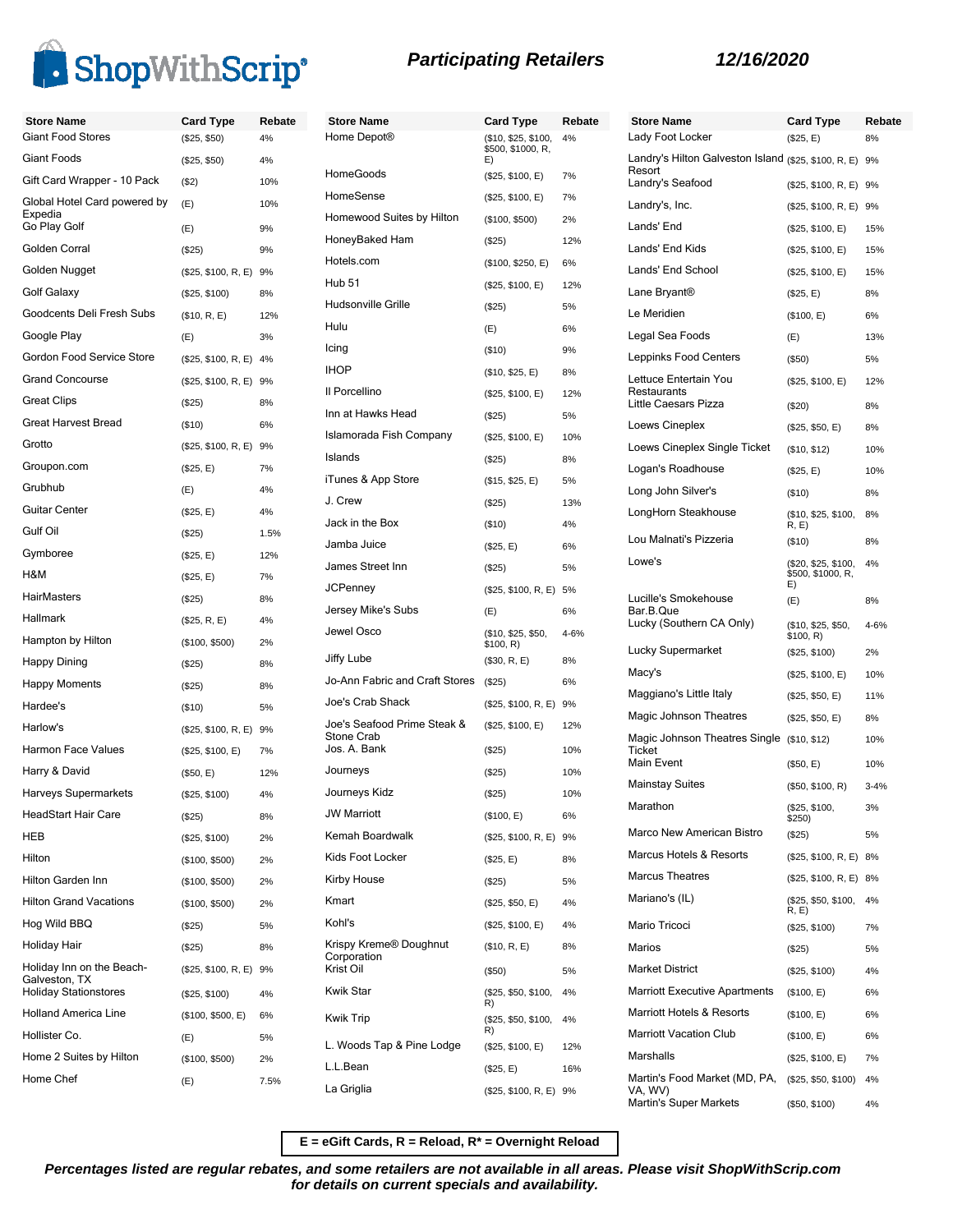# ShopWithScrip®

**Participating Retailers** **12/16/2020**

| Store Name | Card Type | Rebate |
|---|---|---|
| Giant Food Stores | ($25, $50) | 4% |
| Giant Foods | ($25, $50) | 4% |
| Gift Card Wrapper - 10 Pack | ($2) | 10% |
| Global Hotel Card powered by Expedia | (E) | 10% |
| Go Play Golf | (E) | 9% |
| Golden Corral | ($25) | 9% |
| Golden Nugget | ($25, $100, R, E) | 9% |
| Golf Galaxy | ($25, $100) | 8% |
| Goodcents Deli Fresh Subs | ($10, R, E) | 12% |
| Google Play | (E) | 3% |
| Gordon Food Service Store | ($25, $100, R, E) | 4% |
| Grand Concourse | ($25, $100, R, E) | 9% |
| Great Clips | ($25) | 8% |
| Great Harvest Bread | ($10) | 6% |
| Grotto | ($25, $100, R, E) | 9% |
| Groupon.com | ($25, E) | 7% |
| Grubhub | (E) | 4% |
| Guitar Center | ($25, E) | 4% |
| Gulf Oil | ($25) | 1.5% |
| Gymboree | ($25, E) | 12% |
| H&M | ($25, E) | 7% |
| HairMasters | ($25) | 8% |
| Hallmark | ($25, R, E) | 4% |
| Hampton by Hilton | ($100, $500) | 2% |
| Happy Dining | ($25) | 8% |
| Happy Moments | ($25) | 8% |
| Hardee's | ($10) | 5% |
| Harlow's | ($25, $100, R, E) | 9% |
| Harmon Face Values | ($25, $100, E) | 7% |
| Harry & David | ($50, E) | 12% |
| Harveys Supermarkets | ($25, $100) | 4% |
| HeadStart Hair Care | ($25) | 8% |
| HEB | ($25, $100) | 2% |
| Hilton | ($100, $500) | 2% |
| Hilton Garden Inn | ($100, $500) | 2% |
| Hilton Grand Vacations | ($100, $500) | 2% |
| Hog Wild BBQ | ($25) | 5% |
| Holiday Hair | ($25) | 8% |
| Holiday Inn on the Beach-Galveston, TX | ($25, $100, R, E) | 9% |
| Holiday Stationstores | ($25, $100) | 4% |
| Holland America Line | ($100, $500, E) | 6% |
| Hollister Co. | (E) | 5% |
| Home 2 Suites by Hilton | ($100, $500) | 2% |
| Home Chef | (E) | 7.5% |
| Home Depot® | ($10, $25, $100, $500, $1000, R, E) | 4% |
| HomeGoods | ($25, $100, E) | 7% |
| HomeSense | ($25, $100, E) | 7% |
| Homewood Suites by Hilton | ($100, $500) | 2% |
| HoneyBaked Ham | ($25) | 12% |
| Hotels.com | ($100, $250, E) | 6% |
| Hub 51 | ($25, $100, E) | 12% |
| Hudsonville Grille | ($25) | 5% |
| Hulu | (E) | 6% |
| Icing | ($10) | 9% |
| IHOP | ($10, $25, E) | 8% |
| Il Porcellino | ($25, $100, E) | 12% |
| Inn at Hawks Head | ($25) | 5% |
| Islamorada Fish Company | ($25, $100, E) | 10% |
| Islands | ($25) | 8% |
| iTunes & App Store | ($15, $25, E) | 5% |
| J. Crew | ($25) | 13% |
| Jack in the Box | ($10) | 4% |
| Jamba Juice | ($25, E) | 6% |
| James Street Inn | ($25) | 5% |
| JCPenney | ($25, $100, R, E) | 5% |
| Jersey Mike's Subs | (E) | 6% |
| Jewel Osco | ($10, $25, $50, $100, R) | 4-6% |
| Jiffy Lube | ($30, R, E) | 8% |
| Jo-Ann Fabric and Craft Stores | ($25) | 6% |
| Joe's Crab Shack | ($25, $100, R, E) | 9% |
| Joe's Seafood Prime Steak & Stone Crab | ($25, $100, E) | 12% |
| Jos. A. Bank | ($25) | 10% |
| Journeys | ($25) | 10% |
| Journeys Kidz | ($25) | 10% |
| JW Marriott | ($100, E) | 6% |
| Kemah Boardwalk | ($25, $100, R, E) | 9% |
| Kids Foot Locker | ($25, E) | 8% |
| Kirby House | ($25) | 5% |
| Kmart | ($25, $50, E) | 4% |
| Kohl's | ($25, $100, E) | 4% |
| Krispy Kreme® Doughnut Corporation | ($10, R, E) | 8% |
| Krist Oil | ($50) | 5% |
| Kwik Star | ($25, $50, $100, R) | 4% |
| Kwik Trip | ($25, $50, $100, R) | 4% |
| L. Woods Tap & Pine Lodge | ($25, $100, E) | 12% |
| L.L.Bean | ($25, E) | 16% |
| La Griglia | ($25, $100, R, E) | 9% |
| Lady Foot Locker | ($25, E) | 8% |
| Landry's Hilton Galveston Island Resort | ($25, $100, R, E) | 9% |
| Landry's Seafood | ($25, $100, R, E) | 9% |
| Landry's, Inc. | ($25, $100, R, E) | 9% |
| Lands' End | ($25, $100, E) | 15% |
| Lands' End Kids | ($25, $100, E) | 15% |
| Lands' End School | ($25, $100, E) | 15% |
| Lane Bryant® | ($25, E) | 8% |
| Le Meridien | ($100, E) | 6% |
| Legal Sea Foods | (E) | 13% |
| Leppinks Food Centers | ($50) | 5% |
| Lettuce Entertain You Restaurants | ($25, $100, E) | 12% |
| Little Caesars Pizza | ($20) | 8% |
| Loews Cineplex | ($25, $50, E) | 8% |
| Loews Cineplex Single Ticket | ($10, $12) | 10% |
| Logan's Roadhouse | ($25, E) | 10% |
| Long John Silver's | ($10) | 8% |
| LongHorn Steakhouse | ($10, $25, $100, R, E) | 8% |
| Lou Malnati's Pizzeria | ($10) | 8% |
| Lowe's | ($20, $25, $100, $500, $1000, R, E) | 4% |
| Lucille's Smokehouse Bar.B.Que | (E) | 8% |
| Lucky (Southern CA Only) | ($10, $25, $50, $100, R) | 4-6% |
| Lucky Supermarket | ($25, $100) | 2% |
| Macy's | ($25, $100, E) | 10% |
| Maggiano's Little Italy | ($25, $50, E) | 11% |
| Magic Johnson Theatres | ($25, $50, E) | 8% |
| Magic Johnson Theatres Single Ticket | ($10, $12) | 10% |
| Main Event | ($50, E) | 10% |
| Mainstay Suites | ($50, $100, R) | 3-4% |
| Marathon | ($25, $100, $250) | 3% |
| Marco New American Bistro | ($25) | 5% |
| Marcus Hotels & Resorts | ($25, $100, R, E) | 8% |
| Marcus Theatres | ($25, $100, R, E) | 8% |
| Mariano's (IL) | ($25, $50, $100, R, E) | 4% |
| Mario Tricoci | ($25, $100) | 7% |
| Marios | ($25) | 5% |
| Market District | ($25, $100) | 4% |
| Marriott Executive Apartments | ($100, E) | 6% |
| Marriott Hotels & Resorts | ($100, E) | 6% |
| Marriott Vacation Club | ($100, E) | 6% |
| Marshalls | ($25, $100, E) | 7% |
| Martin's Food Market (MD, PA, VA, WV) | ($25, $50, $100) | 4% |
| Martin's Super Markets | ($50, $100) | 4% |

**E = eGift Cards, R = Reload, R* = Overnight Reload**

***Percentages listed are regular rebates, and some retailers are not available in all areas. Please visit ShopWithScrip.com for details on current specials and availability.***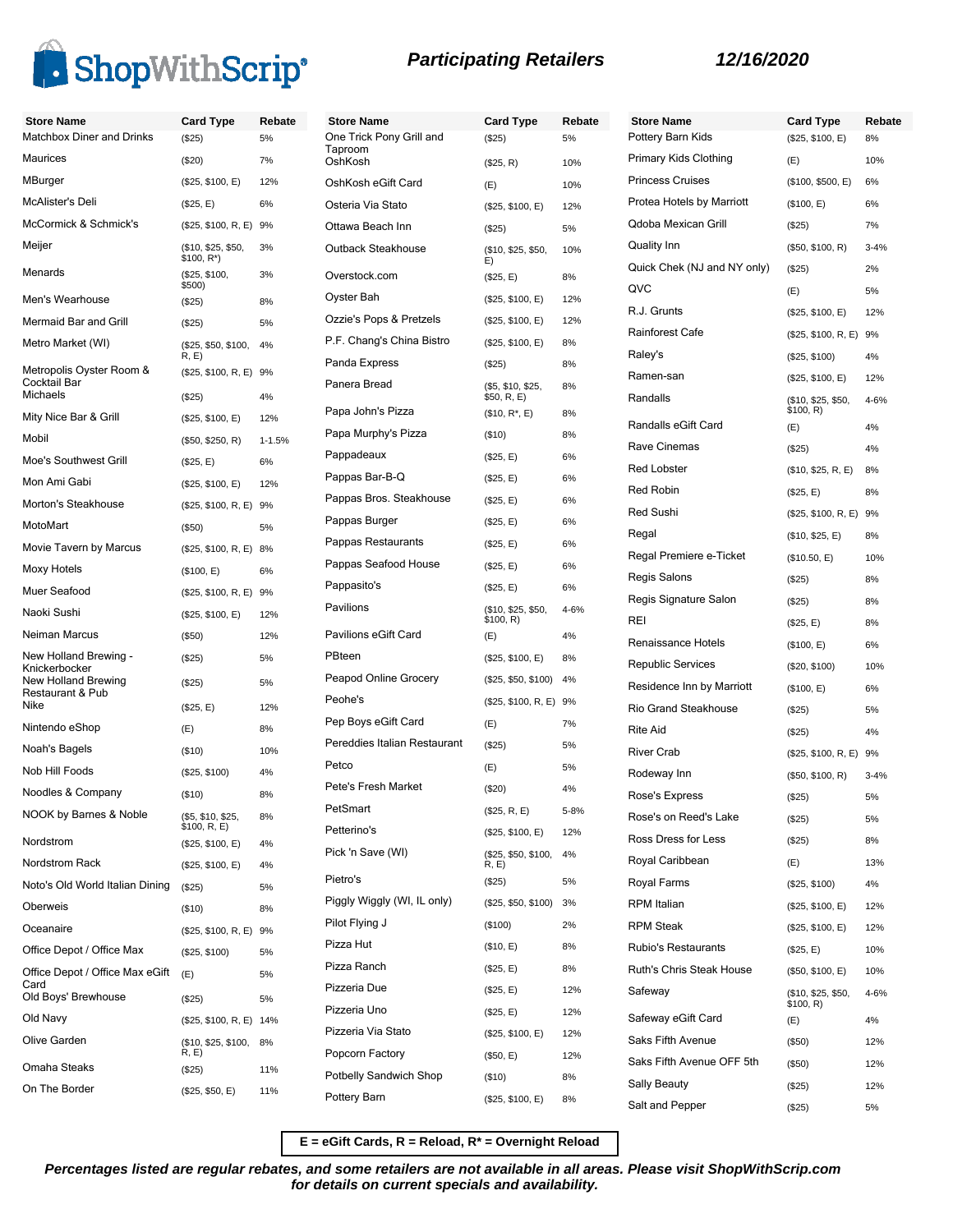# ShopWithScrip®

## Participating Retailers

**12/16/2020**

| Store Name | Card Type | Rebate |
|---|---|---|
| Matchbox Diner and Drinks | ($25) | 5% |
| Maurices | ($20) | 7% |
| MBurger | ($25, $100, E) | 12% |
| McAlister's Deli | ($25, E) | 6% |
| McCormick & Schmick's | ($25, $100, R, E) | 9% |
| Meijer | ($10, $25, $50, $100, R*) | 3% |
| Menards | ($25, $100, $500) | 3% |
| Men's Wearhouse | ($25) | 8% |
| Mermaid Bar and Grill | ($25) | 5% |
| Metro Market (WI) | ($25, $50, $100, R, E) | 4% |
| Metropolis Oyster Room & Cocktail Bar | ($25, $100, R, E) | 9% |
| Michaels | ($25) | 4% |
| Mity Nice Bar & Grill | ($25, $100, E) | 12% |
| Mobil | ($50, $250, R) | 1-1.5% |
| Moe's Southwest Grill | ($25, E) | 6% |
| Mon Ami Gabi | ($25, $100, E) | 12% |
| Morton's Steakhouse | ($25, $100, R, E) | 9% |
| MotoMart | ($50) | 5% |
| Movie Tavern by Marcus | ($25, $100, R, E) | 8% |
| Moxy Hotels | ($100, E) | 6% |
| Muer Seafood | ($25, $100, R, E) | 9% |
| Naoki Sushi | ($25, $100, E) | 12% |
| Neiman Marcus | ($50) | 12% |
| New Holland Brewing - Knickerbocker | ($25) | 5% |
| New Holland Brewing Restaurant & Pub | ($25) | 5% |
| Nike | ($25, E) | 12% |
| Nintendo eShop | (E) | 8% |
| Noah's Bagels | ($10) | 10% |
| Nob Hill Foods | ($25, $100) | 4% |
| Noodles & Company | ($10) | 8% |
| NOOK by Barnes & Noble | ($5, $10, $25, $100, R, E) | 8% |
| Nordstrom | ($25, $100, E) | 4% |
| Nordstrom Rack | ($25, $100, E) | 4% |
| Noto's Old World Italian Dining | ($25) | 5% |
| Oberweis | ($10) | 8% |
| Oceanaire | ($25, $100, R, E) | 9% |
| Office Depot / Office Max | ($25, $100) | 5% |
| Office Depot / Office Max eGift Card | (E) | 5% |
| Old Boys' Brewhouse | ($25) | 5% |
| Old Navy | ($25, $100, R, E) | 14% |
| Olive Garden | ($10, $25, $100, R, E) | 8% |
| Omaha Steaks | ($25) | 11% |
| On The Border | ($25, $50, E) | 11% |
| One Trick Pony Grill and Taproom | ($25) | 5% |
| OshKosh | ($25, R) | 10% |
| OshKosh eGift Card | (E) | 10% |
| Osteria Via Stato | ($25, $100, E) | 12% |
| Ottawa Beach Inn | ($25) | 5% |
| Outback Steakhouse | ($10, $25, $50, E) | 10% |
| Overstock.com | ($25, E) | 8% |
| Oyster Bah | ($25, $100, E) | 12% |
| Ozzie's Pops & Pretzels | ($25, $100, E) | 12% |
| P.F. Chang's China Bistro | ($25, $100, E) | 8% |
| Panda Express | ($25) | 8% |
| Panera Bread | ($5, $10, $25, $50, R, E) | 8% |
| Papa John's Pizza | ($10, R*, E) | 8% |
| Papa Murphy's Pizza | ($10) | 8% |
| Pappadeaux | ($25, E) | 6% |
| Pappas Bar-B-Q | ($25, E) | 6% |
| Pappas Bros. Steakhouse | ($25, E) | 6% |
| Pappas Burger | ($25, E) | 6% |
| Pappas Restaurants | ($25, E) | 6% |
| Pappas Seafood House | ($25, E) | 6% |
| Pappasito's | ($25, E) | 6% |
| Pavilions | ($10, $25, $50, $100, R) | 4-6% |
| Pavilions eGift Card | (E) | 4% |
| PBteen | ($25, $100, E) | 8% |
| Peapod Online Grocery | ($25, $50, $100) | 4% |
| Peohe's | ($25, $100, R, E) | 9% |
| Pep Boys eGift Card | (E) | 7% |
| Pereddies Italian Restaurant | ($25) | 5% |
| Petco | (E) | 5% |
| Pete's Fresh Market | ($20) | 4% |
| PetSmart | ($25, R, E) | 5-8% |
| Petterino's | ($25, $100, E) | 12% |
| Pick 'n Save (WI) | ($25, $50, $100, R, E) | 4% |
| Pietro's | ($25) | 5% |
| Piggly Wiggly (WI, IL only) | ($25, $50, $100) | 3% |
| Pilot Flying J | ($100) | 2% |
| Pizza Hut | ($10, E) | 8% |
| Pizza Ranch | ($25, E) | 8% |
| Pizzeria Due | ($25, E) | 12% |
| Pizzeria Uno | ($25, E) | 12% |
| Pizzeria Via Stato | ($25, $100, E) | 12% |
| Popcorn Factory | ($50, E) | 12% |
| Potbelly Sandwich Shop | ($10) | 8% |
| Pottery Barn | ($25, $100, E) | 8% |
| Pottery Barn Kids | ($25, $100, E) | 8% |
| Primary Kids Clothing | (E) | 10% |
| Princess Cruises | ($100, $500, E) | 6% |
| Protea Hotels by Marriott | ($100, E) | 6% |
| Qdoba Mexican Grill | ($25) | 7% |
| Quality Inn | ($50, $100, R) | 3-4% |
| Quick Chek (NJ and NY only) | ($25) | 2% |
| QVC | (E) | 5% |
| R.J. Grunts | ($25, $100, E) | 12% |
| Rainforest Cafe | ($25, $100, R, E) | 9% |
| Raley's | ($25, $100) | 4% |
| Ramen-san | ($25, $100, E) | 12% |
| Randalls | ($10, $25, $50, $100, R) | 4-6% |
| Randalls eGift Card | (E) | 4% |
| Rave Cinemas | ($25) | 4% |
| Red Lobster | ($10, $25, R, E) | 8% |
| Red Robin | ($25, E) | 8% |
| Red Sushi | ($25, $100, R, E) | 9% |
| Regal | ($10, $25, E) | 8% |
| Regal Premiere e-Ticket | ($10.50, E) | 10% |
| Regis Salons | ($25) | 8% |
| Regis Signature Salon | ($25) | 8% |
| REI | ($25, E) | 8% |
| Renaissance Hotels | ($100, E) | 6% |
| Republic Services | ($20, $100) | 10% |
| Residence Inn by Marriott | ($100, E) | 6% |
| Rio Grand Steakhouse | ($25) | 5% |
| Rite Aid | ($25) | 4% |
| River Crab | ($25, $100, R, E) | 9% |
| Rodeway Inn | ($50, $100, R) | 3-4% |
| Rose's Express | ($25) | 5% |
| Rose's on Reed's Lake | ($25) | 5% |
| Ross Dress for Less | ($25) | 8% |
| Royal Caribbean | (E) | 13% |
| Royal Farms | ($25, $100) | 4% |
| RPM Italian | ($25, $100, E) | 12% |
| RPM Steak | ($25, $100, E) | 12% |
| Rubio's Restaurants | ($25, E) | 10% |
| Ruth's Chris Steak House | ($50, $100, E) | 10% |
| Safeway | ($10, $25, $50, $100, R) | 4-6% |
| Safeway eGift Card | (E) | 4% |
| Saks Fifth Avenue | ($50) | 12% |
| Saks Fifth Avenue OFF 5th | ($50) | 12% |
| Sally Beauty | ($25) | 12% |
| Salt and Pepper | ($25) | 5% |

**E = eGift Cards, R = Reload, R* = Overnight Reload**

***Percentages listed are regular rebates, and some retailers are not available in all areas. Please visit ShopWithScrip.com for details on current specials and availability.***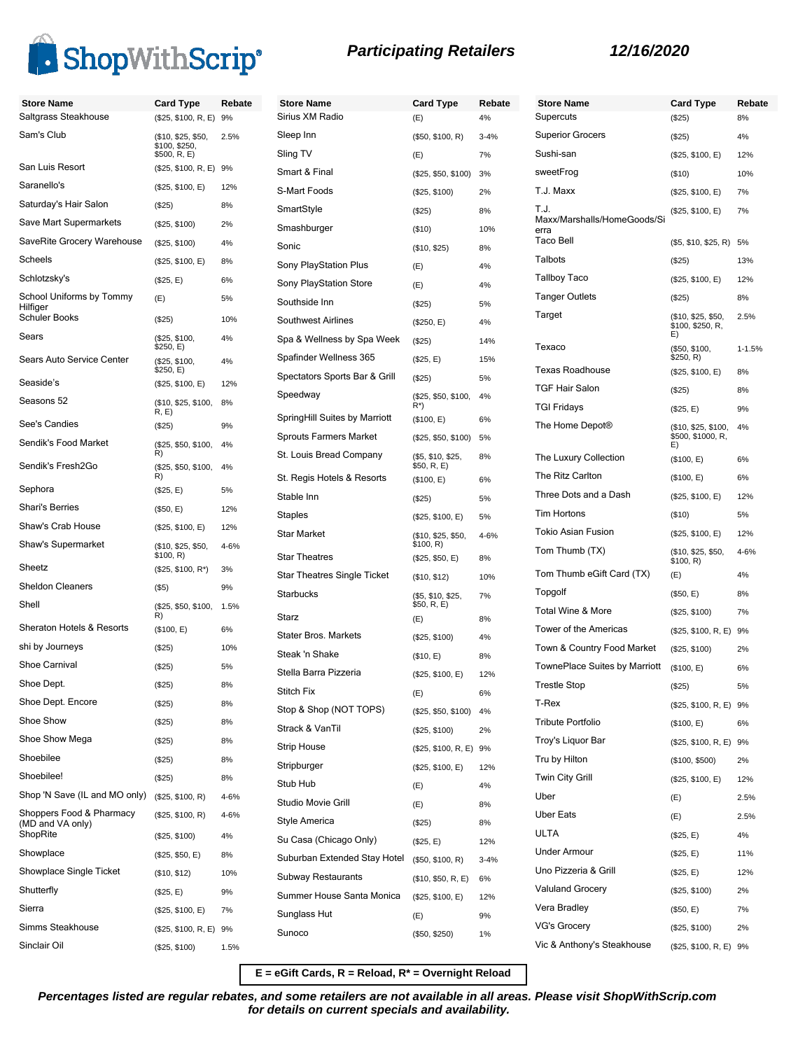# Participating Retailers

**12/16/2020**

| Store Name | Card Type | Rebate |
|---|---|---|
| Saltgrass Steakhouse | ($25, $100, R, E) | 9% |
| Sam's Club | ($10, $25, $50, $100, $250, $500, R, E) | 2.5% |
| San Luis Resort | ($25, $100, R, E) | 9% |
| Saranello's | ($25, $100, E) | 12% |
| Saturday's Hair Salon | ($25) | 8% |
| Save Mart Supermarkets | ($25, $100) | 2% |
| SaveRite Grocery Warehouse | ($25, $100) | 4% |
| Scheels | ($25, $100, E) | 8% |
| Schlotzsky's | ($25, E) | 6% |
| School Uniforms by Tommy Hilfiger | (E) | 5% |
| Schuler Books | ($25) | 10% |
| Sears | ($25, $100, $250, E) | 4% |
| Sears Auto Service Center | ($25, $100, $250, E) | 4% |
| Seaside's | ($25, $100, E) | 12% |
| Seasons 52 | ($10, $25, $100, R, E) | 8% |
| See's Candies | ($25) | 9% |
| Sendik's Food Market | ($25, $50, $100, R) | 4% |
| Sendik's Fresh2Go | ($25, $50, $100, R) | 4% |
| Sephora | ($25, E) | 5% |
| Shari's Berries | ($50, E) | 12% |
| Shaw's Crab House | ($25, $100, E) | 12% |
| Shaw's Supermarket | ($10, $25, $50, $100, R) | 4-6% |
| Sheetz | ($25, $100, R*) | 3% |
| Sheldon Cleaners | ($5) | 9% |
| Shell | ($25, $50, $100, R) | 1.5% |
| Sheraton Hotels & Resorts | ($100, E) | 6% |
| shi by Journeys | ($25) | 10% |
| Shoe Carnival | ($25) | 5% |
| Shoe Dept. | ($25) | 8% |
| Shoe Dept. Encore | ($25) | 8% |
| Shoe Show | ($25) | 8% |
| Shoe Show Mega | ($25) | 8% |
| Shoebilee | ($25) | 8% |
| Shoebilee! | ($25) | 8% |
| Shop 'N Save (IL and MO only) | ($25, $100, R) | 4-6% |
| Shoppers Food & Pharmacy (MD and VA only) | ($25, $100, R) | 4-6% |
| ShopRite | ($25, $100) | 4% |
| Showplace | ($25, $50, E) | 8% |
| Showplace Single Ticket | ($10, $12) | 10% |
| Shutterfly | ($25, E) | 9% |
| Sierra | ($25, $100, E) | 7% |
| Simms Steakhouse | ($25, $100, R, E) | 9% |
| Sinclair Oil | ($25, $100) | 1.5% |
| Sirius XM Radio | (E) | 4% |
| Sleep Inn | ($50, $100, R) | 3-4% |
| Sling TV | (E) | 7% |
| Smart & Final | ($25, $50, $100) | 3% |
| S-Mart Foods | ($25, $100) | 2% |
| SmartStyle | ($25) | 8% |
| Smashburger | ($10) | 10% |
| Sonic | ($10, $25) | 8% |
| Sony PlayStation Plus | (E) | 4% |
| Sony PlayStation Store | (E) | 4% |
| Southside Inn | ($25) | 5% |
| Southwest Airlines | ($250, E) | 4% |
| Spa & Wellness by Spa Week | ($25) | 14% |
| Spafinder Wellness 365 | ($25, E) | 15% |
| Spectators Sports Bar & Grill | ($25) | 5% |
| Speedway | ($25, $50, $100, R*) | 4% |
| SpringHill Suites by Marriott | ($100, E) | 6% |
| Sprouts Farmers Market | ($25, $50, $100) | 5% |
| St. Louis Bread Company | ($5, $10, $25, $50, R, E) | 8% |
| St. Regis Hotels & Resorts | ($100, E) | 6% |
| Stable Inn | ($25) | 5% |
| Staples | ($25, $100, E) | 5% |
| Star Market | ($10, $25, $50, $100, R) | 4-6% |
| Star Theatres | ($25, $50, E) | 8% |
| Star Theatres Single Ticket | ($10, $12) | 10% |
| Starbucks | ($5, $10, $25, $50, R, E) | 7% |
| Starz | (E) | 8% |
| Stater Bros. Markets | ($25, $100) | 4% |
| Steak 'n Shake | ($10, E) | 8% |
| Stella Barra Pizzeria | ($25, $100, E) | 12% |
| Stitch Fix | (E) | 6% |
| Stop & Shop (NOT TOPS) | ($25, $50, $100) | 4% |
| Strack & VanTil | ($25, $100) | 2% |
| Strip House | ($25, $100, R, E) | 9% |
| Stripburger | ($25, $100, E) | 12% |
| Stub Hub | (E) | 4% |
| Studio Movie Grill | (E) | 8% |
| Style America | ($25) | 8% |
| Su Casa (Chicago Only) | ($25, E) | 12% |
| Suburban Extended Stay Hotel | ($50, $100, R) | 3-4% |
| Subway Restaurants | ($10, $50, R, E) | 6% |
| Summer House Santa Monica | ($25, $100, E) | 12% |
| Sunglass Hut | (E) | 9% |
| Sunoco | ($50, $250) | 1% |
| Supercuts | ($25) | 8% |
| Superior Grocers | ($25) | 4% |
| Sushi-san | ($25, $100, E) | 12% |
| sweetFrog | ($10) | 10% |
| T.J. Maxx | ($25, $100, E) | 7% |
| T.J. Maxx/Marshalls/HomeGoods/Sierra | ($25, $100, E) | 7% |
| Taco Bell | ($5, $10, $25, R) | 5% |
| Talbots | ($25) | 13% |
| Tallboy Taco | ($25, $100, E) | 12% |
| Tanger Outlets | ($25) | 8% |
| Target | ($10, $25, $50, $100, $250, R, E) | 2.5% |
| Texaco | ($50, $100, $250, R) | 1-1.5% |
| Texas Roadhouse | ($25, $100, E) | 8% |
| TGF Hair Salon | ($25) | 8% |
| TGI Fridays | ($25, E) | 9% |
| The Home Depot® | ($10, $25, $100, $500, $1000, R, E) | 4% |
| The Luxury Collection | ($100, E) | 6% |
| The Ritz Carlton | ($100, E) | 6% |
| Three Dots and a Dash | ($25, $100, E) | 12% |
| Tim Hortons | ($10) | 5% |
| Tokio Asian Fusion | ($25, $100, E) | 12% |
| Tom Thumb (TX) | ($10, $25, $50, $100, R) | 4-6% |
| Tom Thumb eGift Card (TX) | (E) | 4% |
| Topgolf | ($50, E) | 8% |
| Total Wine & More | ($25, $100) | 7% |
| Tower of the Americas | ($25, $100, R, E) | 9% |
| Town & Country Food Market | ($25, $100) | 2% |
| TownePlace Suites by Marriott | ($100, E) | 6% |
| Trestle Stop | ($25) | 5% |
| T-Rex | ($25, $100, R, E) | 9% |
| Tribute Portfolio | ($100, E) | 6% |
| Troy's Liquor Bar | ($25, $100, R, E) | 9% |
| Tru by Hilton | ($100, $500) | 2% |
| Twin City Grill | ($25, $100, E) | 12% |
| Uber | (E) | 2.5% |
| Uber Eats | (E) | 2.5% |
| ULTA | ($25, E) | 4% |
| Under Armour | ($25, E) | 11% |
| Uno Pizzeria & Grill | ($25, E) | 12% |
| Valuland Grocery | ($25, $100) | 2% |
| Vera Bradley | ($50, E) | 7% |
| VG's Grocery | ($25, $100) | 2% |
| Vic & Anthony's Steakhouse | ($25, $100, R, E) | 9% |

**E = eGift Cards, R = Reload, R* = Overnight Reload**

***Percentages listed are regular rebates, and some retailers are not available in all areas. Please visit ShopWithScrip.com for details on current specials and availability.***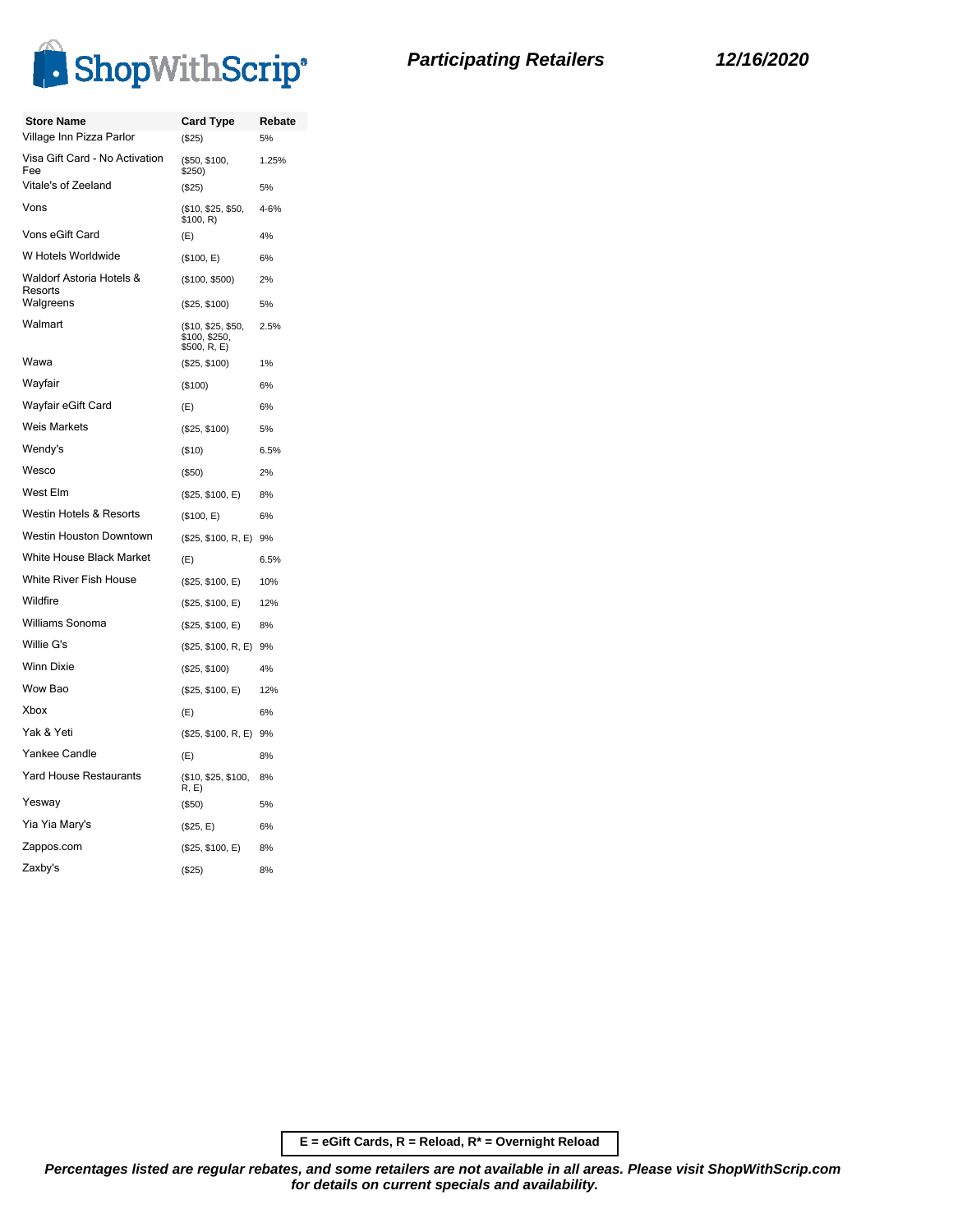| Store Name | Card Type | Rebate |
|---|---|---|
| Village Inn Pizza Parlor | ($25) | 5% |
| Visa Gift Card - No Activation Fee | ($50, $100, $250) | 1.25% |
| Vitale's of Zeeland | ($25) | 5% |
| Vons | ($10, $25, $50, $100, R) | 4-6% |
| Vons eGift Card | (E) | 4% |
| W Hotels Worldwide | ($100, E) | 6% |
| Waldorf Astoria Hotels & Resorts | ($100, $500) | 2% |
| Walgreens | ($25, $100) | 5% |
| Walmart | ($10, $25, $50, $100, $250, $500, R, E) | 2.5% |
| Wawa | ($25, $100) | 1% |
| Wayfair | ($100) | 6% |
| Wayfair eGift Card | (E) | 6% |
| Weis Markets | ($25, $100) | 5% |
| Wendy's | ($10) | 6.5% |
| Wesco | ($50) | 2% |
| West Elm | ($25, $100, E) | 8% |
| Westin Hotels & Resorts | ($100, E) | 6% |
| Westin Houston Downtown | ($25, $100, R, E) | 9% |
| White House Black Market | (E) | 6.5% |
| White River Fish House | ($25, $100, E) | 10% |
| Wildfire | ($25, $100, E) | 12% |
| Williams Sonoma | ($25, $100, E) | 8% |
| Willie G's | ($25, $100, R, E) | 9% |
| Winn Dixie | ($25, $100) | 4% |
| Wow Bao | ($25, $100, E) | 12% |
| Xbox | (E) | 6% |
| Yak & Yeti | ($25, $100, R, E) | 9% |
| Yankee Candle | (E) | 8% |
| Yard House Restaurants | ($10, $25, $100, R, E) | 8% |
| Yesway | ($50) | 5% |
| Yia Yia Mary's | ($25, E) | 6% |
| Zappos.com | ($25, $100, E) | 8% |
| Zaxby's | ($25) | 8% |

**E = eGift Cards, R = Reload, R* = Overnight Reload**

***Percentages listed are regular rebates, and some retailers are not available in all areas. Please visit ShopWithScrip.com for details on current specials and availability.***